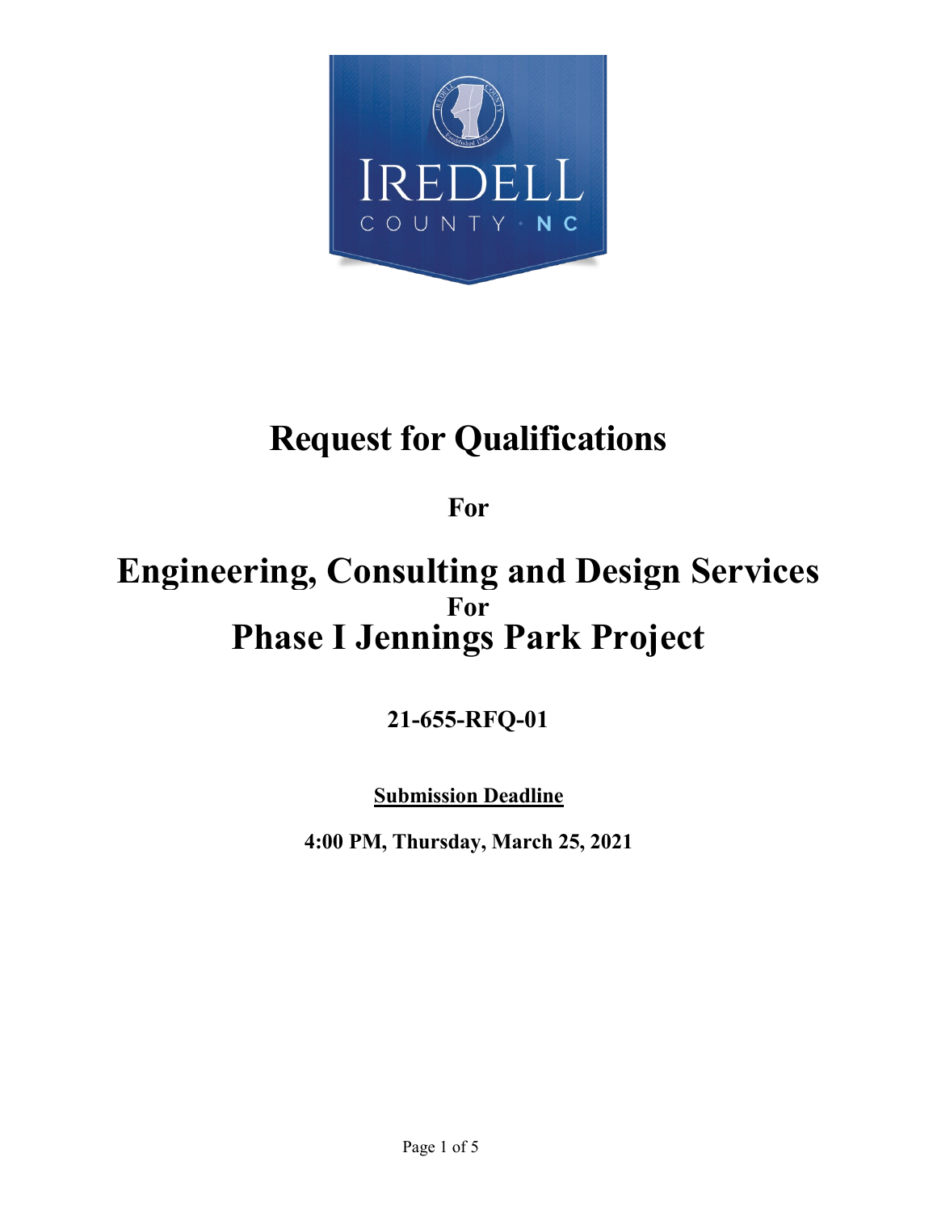# Request for Qualifications

**For**

# Engineering, Consulting and Design Services

**For**

# Phase I Jennings Park Project

**21-655-RFQ-01**

**<u>Submission Deadline</u>**

**4:00 PM, Thursday, March 25, 2021**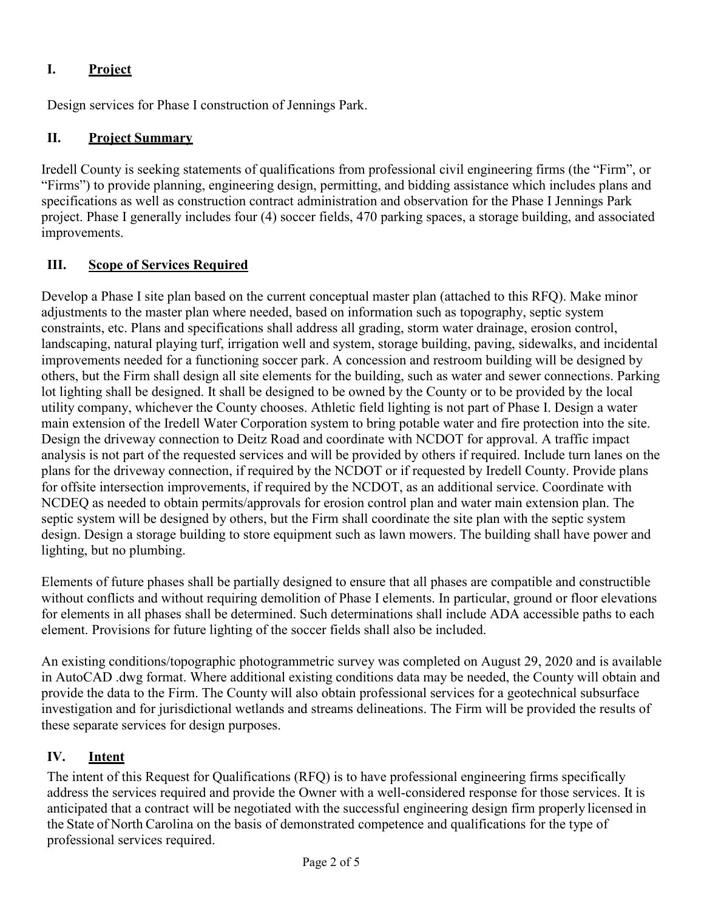## I. Project

Design services for Phase I construction of Jennings Park.

## II. Project Summary

Iredell County is seeking statements of qualifications from professional civil engineering firms (the "Firm", or "Firms") to provide planning, engineering design, permitting, and bidding assistance which includes plans and specifications as well as construction contract administration and observation for the Phase I Jennings Park project. Phase I generally includes four (4) soccer fields, 470 parking spaces, a storage building, and associated improvements.

## III. Scope of Services Required

Develop a Phase I site plan based on the current conceptual master plan (attached to this RFQ). Make minor adjustments to the master plan where needed, based on information such as topography, septic system constraints, etc. Plans and specifications shall address all grading, storm water drainage, erosion control, landscaping, natural playing turf, irrigation well and system, storage building, paving, sidewalks, and incidental improvements needed for a functioning soccer park. A concession and restroom building will be designed by others, but the Firm shall design all site elements for the building, such as water and sewer connections. Parking lot lighting shall be designed. It shall be designed to be owned by the County or to be provided by the local utility company, whichever the County chooses. Athletic field lighting is not part of Phase I. Design a water main extension of the Iredell Water Corporation system to bring potable water and fire protection into the site. Design the driveway connection to Deitz Road and coordinate with NCDOT for approval. A traffic impact analysis is not part of the requested services and will be provided by others if required. Include turn lanes on the plans for the driveway connection, if required by the NCDOT or if requested by Iredell County. Provide plans for offsite intersection improvements, if required by the NCDOT, as an additional service. Coordinate with NCDEQ as needed to obtain permits/approvals for erosion control plan and water main extension plan. The septic system will be designed by others, but the Firm shall coordinate the site plan with the septic system design. Design a storage building to store equipment such as lawn mowers. The building shall have power and lighting, but no plumbing.

Elements of future phases shall be partially designed to ensure that all phases are compatible and constructible without conflicts and without requiring demolition of Phase I elements. In particular, ground or floor elevations for elements in all phases shall be determined. Such determinations shall include ADA accessible paths to each element. Provisions for future lighting of the soccer fields shall also be included.

An existing conditions/topographic photogrammetric survey was completed on August 29, 2020 and is available in AutoCAD .dwg format. Where additional existing conditions data may be needed, the County will obtain and provide the data to the Firm. The County will also obtain professional services for a geotechnical subsurface investigation and for jurisdictional wetlands and streams delineations. The Firm will be provided the results of these separate services for design purposes.

## IV. Intent

The intent of this Request for Qualifications (RFQ) is to have professional engineering firms specifically address the services required and provide the Owner with a well-considered response for those services. It is anticipated that a contract will be negotiated with the successful engineering design firm properly licensed in the State of North Carolina on the basis of demonstrated competence and qualifications for the type of professional services required.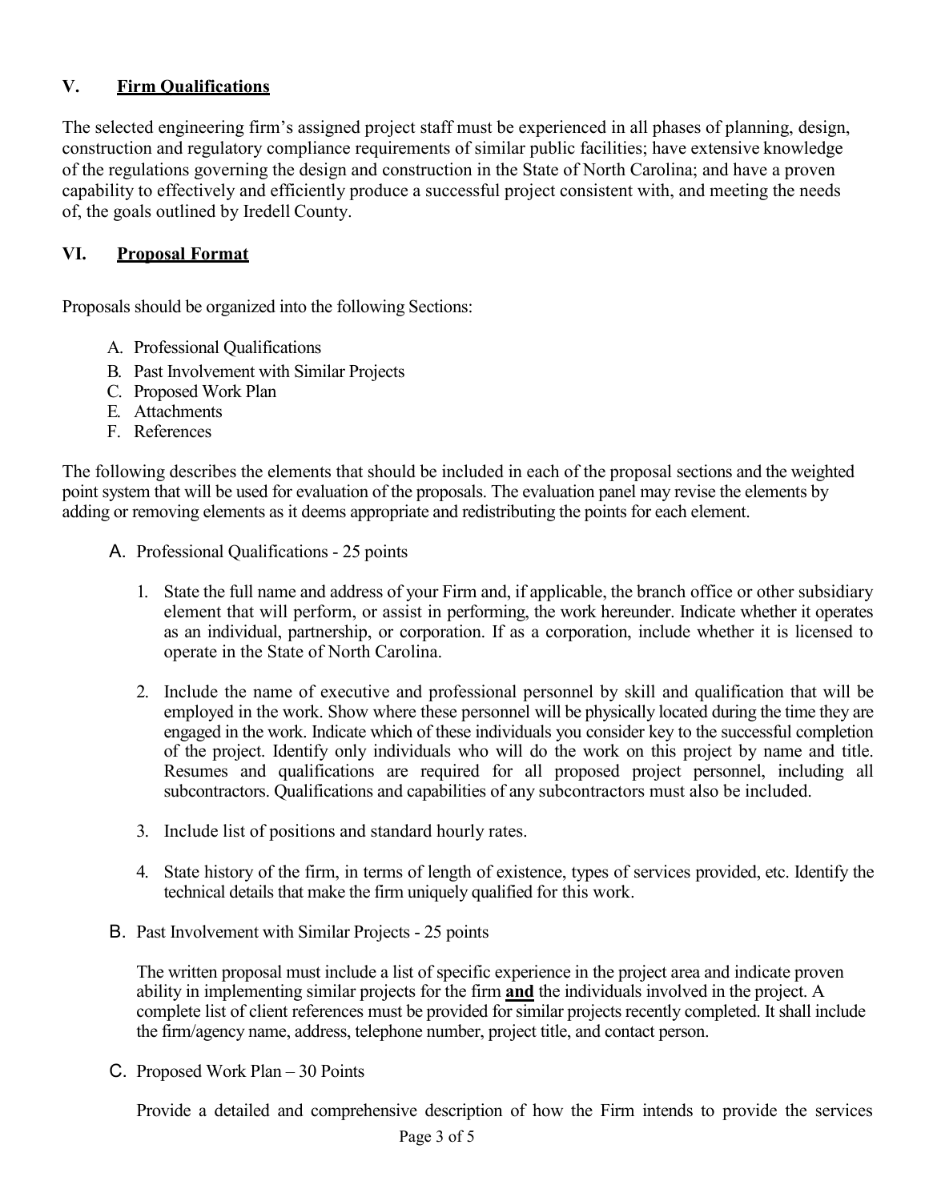## V. Firm Qualifications

The selected engineering firm's assigned project staff must be experienced in all phases of planning, design, construction and regulatory compliance requirements of similar public facilities; have extensive knowledge of the regulations governing the design and construction in the State of North Carolina; and have a proven capability to effectively and efficiently produce a successful project consistent with, and meeting the needs of, the goals outlined by Iredell County.

## VI. Proposal Format

Proposals should be organized into the following Sections:

A. Professional Qualifications
B. Past Involvement with Similar Projects
C. Proposed Work Plan
E. Attachments
F. References

The following describes the elements that should be included in each of the proposal sections and the weighted point system that will be used for evaluation of the proposals. The evaluation panel may revise the elements by adding or removing elements as it deems appropriate and redistributing the points for each element.

A. Professional Qualifications - 25 points

1. State the full name and address of your Firm and, if applicable, the branch office or other subsidiary element that will perform, or assist in performing, the work hereunder. Indicate whether it operates as an individual, partnership, or corporation. If as a corporation, include whether it is licensed to operate in the State of North Carolina.

2. Include the name of executive and professional personnel by skill and qualification that will be employed in the work. Show where these personnel will be physically located during the time they are engaged in the work. Indicate which of these individuals you consider key to the successful completion of the project. Identify only individuals who will do the work on this project by name and title. Resumes and qualifications are required for all proposed project personnel, including all subcontractors. Qualifications and capabilities of any subcontractors must also be included.

3. Include list of positions and standard hourly rates.

4. State history of the firm, in terms of length of existence, types of services provided, etc. Identify the technical details that make the firm uniquely qualified for this work.

B. Past Involvement with Similar Projects - 25 points

The written proposal must include a list of specific experience in the project area and indicate proven ability in implementing similar projects for the firm **and** the individuals involved in the project. A complete list of client references must be provided for similar projects recently completed. It shall include the firm/agency name, address, telephone number, project title, and contact person.

C. Proposed Work Plan – 30 Points

Provide a detailed and comprehensive description of how the Firm intends to provide the services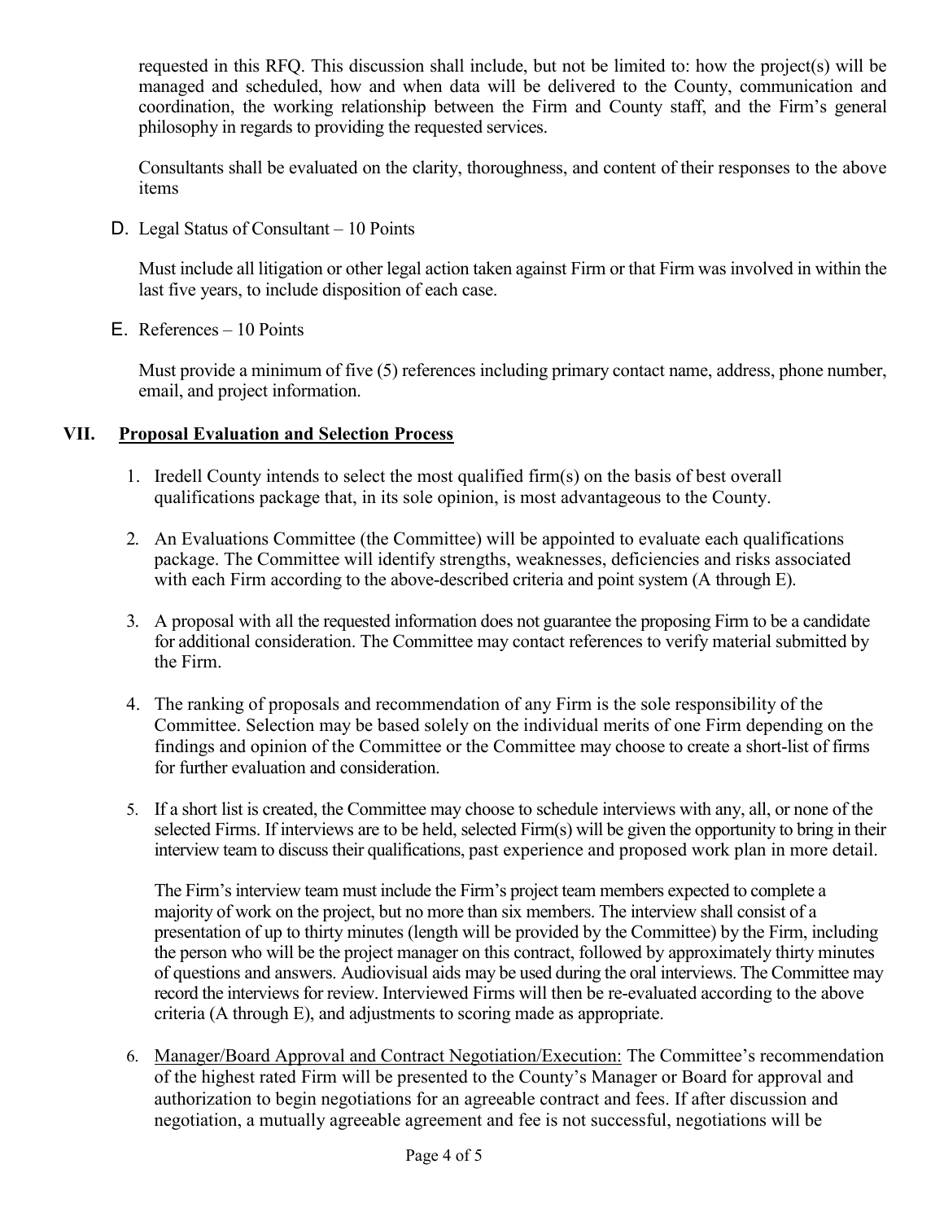requested in this RFQ. This discussion shall include, but not be limited to: how the project(s) will be managed and scheduled, how and when data will be delivered to the County, communication and coordination, the working relationship between the Firm and County staff, and the Firm's general philosophy in regards to providing the requested services.

Consultants shall be evaluated on the clarity, thoroughness, and content of their responses to the above items

D. Legal Status of Consultant – 10 Points

Must include all litigation or other legal action taken against Firm or that Firm was involved in within the last five years, to include disposition of each case.

E. References – 10 Points

Must provide a minimum of five (5) references including primary contact name, address, phone number, email, and project information.

## VII. Proposal Evaluation and Selection Process

1. Iredell County intends to select the most qualified firm(s) on the basis of best overall qualifications package that, in its sole opinion, is most advantageous to the County.

2. An Evaluations Committee (the Committee) will be appointed to evaluate each qualifications package. The Committee will identify strengths, weaknesses, deficiencies and risks associated with each Firm according to the above-described criteria and point system (A through E).

3. A proposal with all the requested information does not guarantee the proposing Firm to be a candidate for additional consideration. The Committee may contact references to verify material submitted by the Firm.

4. The ranking of proposals and recommendation of any Firm is the sole responsibility of the Committee. Selection may be based solely on the individual merits of one Firm depending on the findings and opinion of the Committee or the Committee may choose to create a short-list of firms for further evaluation and consideration.

5. If a short list is created, the Committee may choose to schedule interviews with any, all, or none of the selected Firms. If interviews are to be held, selected Firm(s) will be given the opportunity to bring in their interview team to discuss their qualifications, past experience and proposed work plan in more detail.

   The Firm's interview team must include the Firm's project team members expected to complete a majority of work on the project, but no more than six members. The interview shall consist of a presentation of up to thirty minutes (length will be provided by the Committee) by the Firm, including the person who will be the project manager on this contract, followed by approximately thirty minutes of questions and answers. Audiovisual aids may be used during the oral interviews. The Committee may record the interviews for review. Interviewed Firms will then be re-evaluated according to the above criteria (A through E), and adjustments to scoring made as appropriate.

6. Manager/Board Approval and Contract Negotiation/Execution: The Committee's recommendation of the highest rated Firm will be presented to the County's Manager or Board for approval and authorization to begin negotiations for an agreeable contract and fees. If after discussion and negotiation, a mutually agreeable agreement and fee is not successful, negotiations will be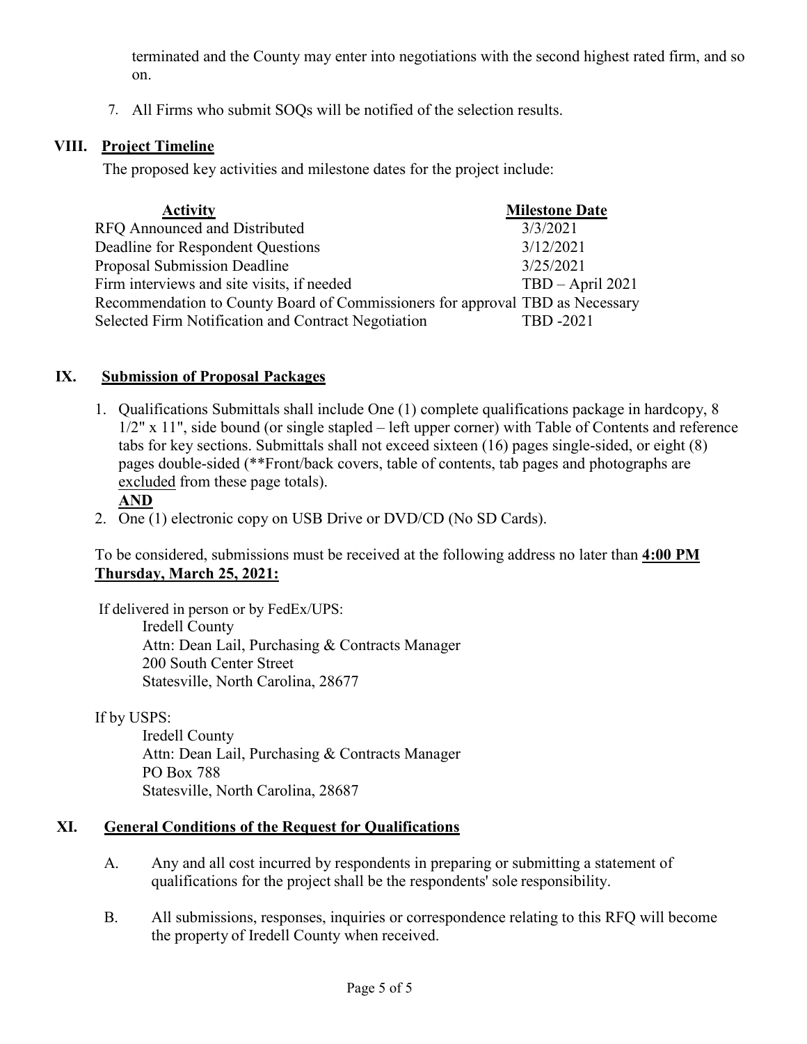terminated and the County may enter into negotiations with the second highest rated firm, and so on.

7. All Firms who submit SOQs will be notified of the selection results.

## VIII. Project Timeline

The proposed key activities and milestone dates for the project include:

| Activity | Milestone Date |
|---|---|
| RFQ Announced and Distributed | 3/3/2021 |
| Deadline for Respondent Questions | 3/12/2021 |
| Proposal Submission Deadline | 3/25/2021 |
| Firm interviews and site visits, if needed | TBD – April 2021 |
| Recommendation to County Board of Commissioners for approval | TBD as Necessary |
| Selected Firm Notification and Contract Negotiation | TBD -2021 |

## IX. Submission of Proposal Packages

1. Qualifications Submittals shall include One (1) complete qualifications package in hardcopy, 8 1/2" x 11", side bound (or single stapled – left upper corner) with Table of Contents and reference tabs for key sections. Submittals shall not exceed sixteen (16) pages single-sided, or eight (8) pages double-sided (**Front/back covers, table of contents, tab pages and photographs are excluded from these page totals).

   **AND**

2. One (1) electronic copy on USB Drive or DVD/CD (No SD Cards).

To be considered, submissions must be received at the following address no later than **4:00 PM Thursday, March 25, 2021:**

If delivered in person or by FedEx/UPS:

Iredell County
Attn: Dean Lail, Purchasing & Contracts Manager
200 South Center Street
Statesville, North Carolina, 28677

If by USPS:

Iredell County
Attn: Dean Lail, Purchasing & Contracts Manager
PO Box 788
Statesville, North Carolina, 28687

## XI. General Conditions of the Request for Qualifications

A. Any and all cost incurred by respondents in preparing or submitting a statement of qualifications for the project shall be the respondents' sole responsibility.

B. All submissions, responses, inquiries or correspondence relating to this RFQ will become the property of Iredell County when received.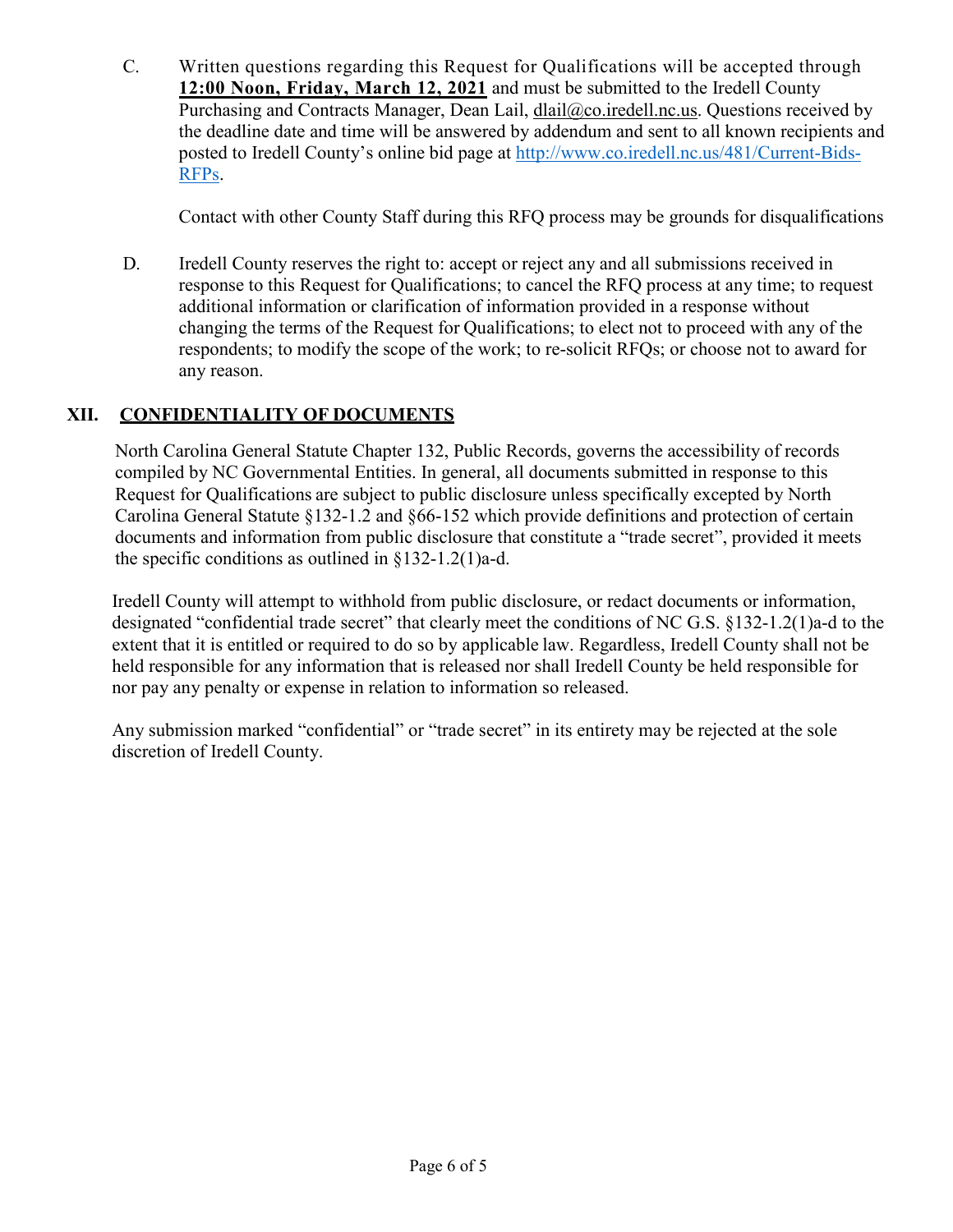C. Written questions regarding this Request for Qualifications will be accepted through **12:00 Noon, Friday, March 12, 2021** and must be submitted to the Iredell County Purchasing and Contracts Manager, Dean Lail, dlail@co.iredell.nc.us. Questions received by the deadline date and time will be answered by addendum and sent to all known recipients and posted to Iredell County's online bid page at http://www.co.iredell.nc.us/481/Current-Bids-RFPs.

   Contact with other County Staff during this RFQ process may be grounds for disqualifications

D. Iredell County reserves the right to: accept or reject any and all submissions received in response to this Request for Qualifications; to cancel the RFQ process at any time; to request additional information or clarification of information provided in a response without changing the terms of the Request for Qualifications; to elect not to proceed with any of the respondents; to modify the scope of the work; to re-solicit RFQs; or choose not to award for any reason.

## XII. CONFIDENTIALITY OF DOCUMENTS

North Carolina General Statute Chapter 132, Public Records, governs the accessibility of records compiled by NC Governmental Entities. In general, all documents submitted in response to this Request for Qualifications are subject to public disclosure unless specifically excepted by North Carolina General Statute §132-1.2 and §66-152 which provide definitions and protection of certain documents and information from public disclosure that constitute a "trade secret", provided it meets the specific conditions as outlined in §132-1.2(1)a-d.

Iredell County will attempt to withhold from public disclosure, or redact documents or information, designated "confidential trade secret" that clearly meet the conditions of NC G.S. §132-1.2(1)a-d to the extent that it is entitled or required to do so by applicable law. Regardless, Iredell County shall not be held responsible for any information that is released nor shall Iredell County be held responsible for nor pay any penalty or expense in relation to information so released.

Any submission marked "confidential" or "trade secret" in its entirety may be rejected at the sole discretion of Iredell County.